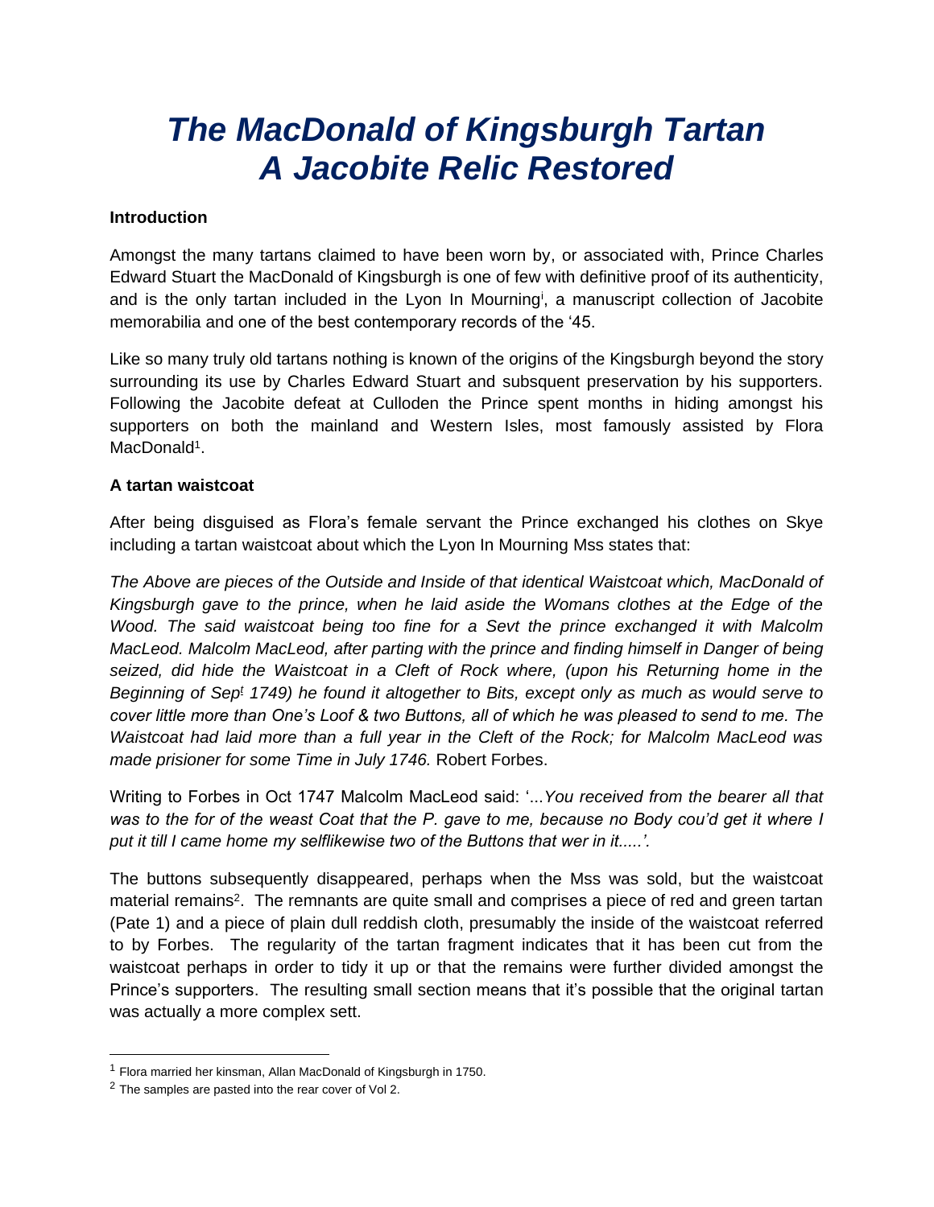# *The MacDonald of Kingsburgh Tartan A Jacobite Relic Restored*

**Introduction**

Amongst the many tartans claimed to have been worn by, or associated with, Prince Charles Edward Stuart the MacDonald of Kingsburgh is one of few with definitive proof of its authenticity, and is the only tartan included in the Lyon In Mourning[i], a manuscript collection of Jacobite memorabilia and one of the best contemporary records of the '45.

Like so many truly old tartans nothing is known of the origins of the Kingsburgh beyond the story surrounding its use by Charles Edward Stuart and subsquent preservation by his supporters. Following the Jacobite defeat at Culloden the Prince spent months in hiding amongst his supporters on both the mainland and Western Isles, most famously assisted by Flora MacDonald[1].

**A tartan waistcoat**

After being disguised as Flora's female servant the Prince exchanged his clothes on Skye including a tartan waistcoat about which the Lyon In Mourning Mss states that:

*The Above are pieces of the Outside and Inside of that identical Waistcoat which, MacDonald of Kingsburgh gave to the prince, when he laid aside the Womans clothes at the Edge of the Wood. The said waistcoat being too fine for a Sevt the prince exchanged it with Malcolm MacLeod. Malcolm MacLeod, after parting with the prince and finding himself in Danger of being seized, did hide the Waistcoat in a Cleft of Rock where, (upon his Returning home in the Beginning of Sep[t] 1749) he found it altogether to Bits, except only as much as would serve to cover little more than One's Loof & two Buttons, all of which he was pleased to send to me. The Waistcoat had laid more than a full year in the Cleft of the Rock; for Malcolm MacLeod was made prisioner for some Time in July 1746.* Robert Forbes.

Writing to Forbes in Oct 1747 Malcolm MacLeod said: '...*You received from the bearer all that was to the for of the weast Coat that the P. gave to me, because no Body cou'd get it where I put it till I came home my selflikewise two of the Buttons that wer in it.....'.*

The buttons subsequently disappeared, perhaps when the Mss was sold, but the waistcoat material remains[2]. The remnants are quite small and comprises a piece of red and green tartan (Pate 1) and a piece of plain dull reddish cloth, presumably the inside of the waistcoat referred to by Forbes. The regularity of the tartan fragment indicates that it has been cut from the waistcoat perhaps in order to tidy it up or that the remains were further divided amongst the Prince's supporters. The resulting small section means that it's possible that the original tartan was actually a more complex sett.

---

[1] Flora married her kinsman, Allan MacDonald of Kingsburgh in 1750.

[2] The samples are pasted into the rear cover of Vol 2.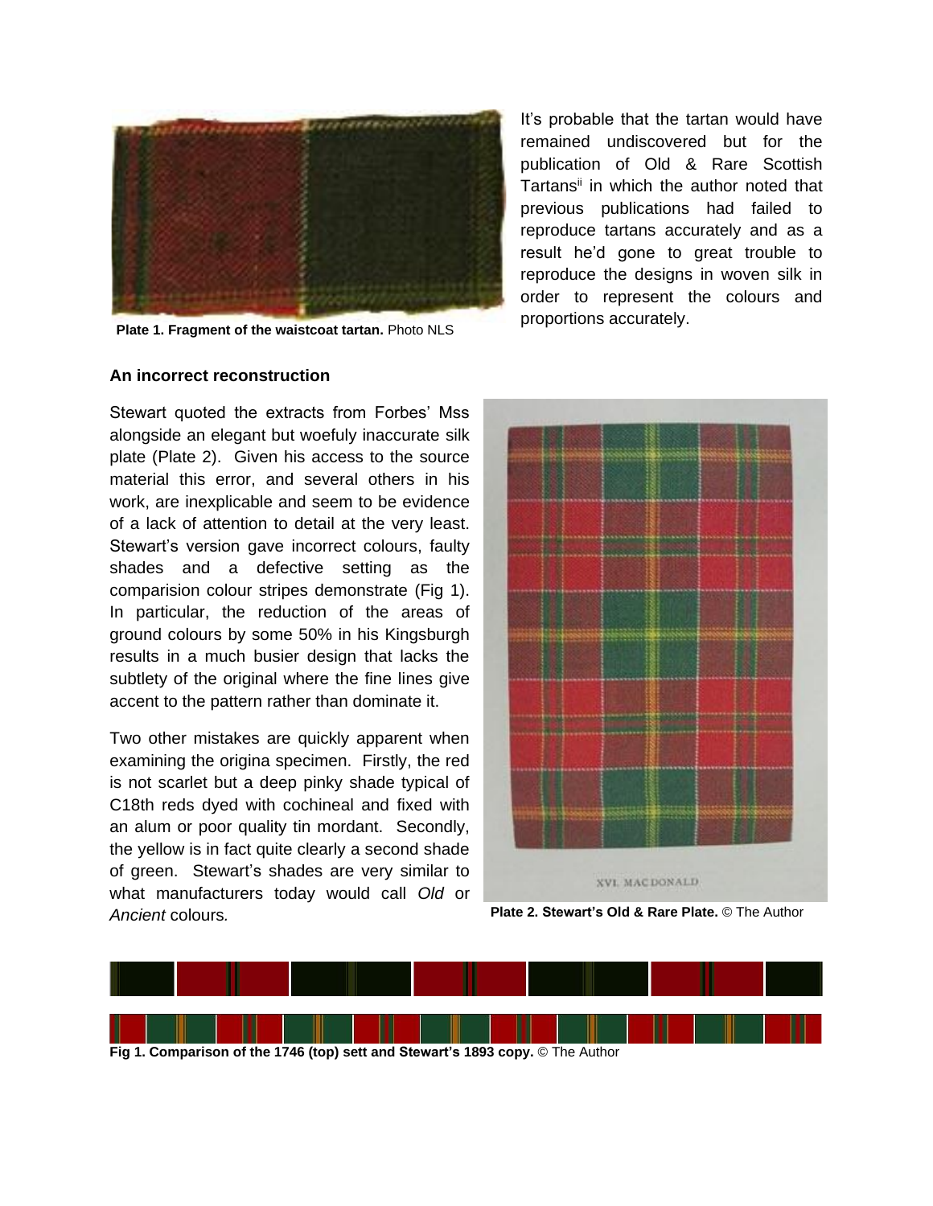Plate 1. **Fragment of the waistcoat tartan.** Photo NLS

It's probable that the tartan would have remained undiscovered but for the publication of Old & Rare Scottish Tartans[ii] in which the author noted that previous publications had failed to reproduce tartans accurately and as a result he'd gone to great trouble to reproduce the designs in woven silk in order to represent the colours and proportions accurately.

## An incorrect reconstruction

Stewart quoted the extracts from Forbes' Mss alongside an elegant but woefuly inaccurate silk plate (Plate 2). Given his access to the source material this error, and several others in his work, are inexplicable and seem to be evidence of a lack of attention to detail at the very least. Stewart's version gave incorrect colours, faulty shades and a defective setting as the comparision colour stripes demonstrate (Fig 1). In particular, the reduction of the areas of ground colours by some 50% in his Kingsburgh results in a much busier design that lacks the subtlety of the original where the fine lines give accent to the pattern rather than dominate it.

Two other mistakes are quickly apparent when examining the origina specimen. Firstly, the red is not scarlet but a deep pinky shade typical of C18th reds dyed with cochineal and fixed with an alum or poor quality tin mordant. Secondly, the yellow is in fact quite clearly a second shade of green. Stewart's shades are very similar to what manufacturers today would call *Old* or *Ancient* colours.

XVI. MACDONALD

**Plate 2. Stewart's Old & Rare Plate.** © The Author

**Fig 1. Comparison of the 1746 (top) sett and Stewart's 1893 copy.** © The Author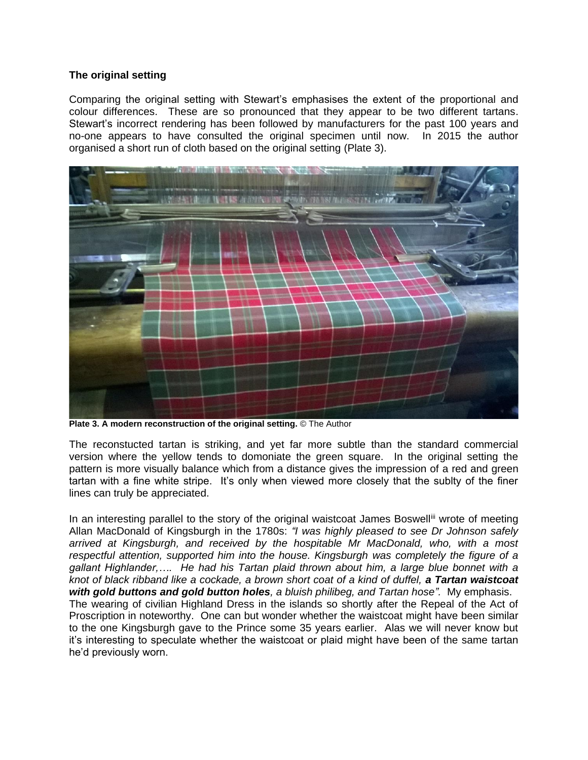**The original setting**

Comparing the original setting with Stewart's emphasises the extent of the proportional and colour differences. These are so pronounced that they appear to be two different tartans. Stewart's incorrect rendering has been followed by manufacturers for the past 100 years and no-one appears to have consulted the original specimen until now. In 2015 the author organised a short run of cloth based on the original setting (Plate 3).

**Plate 3. A modern reconstruction of the original setting.** © The Author

The reconstucted tartan is striking, and yet far more subtle than the standard commercial version where the yellow tends to domoniate the green square. In the original setting the pattern is more visually balance which from a distance gives the impression of a red and green tartan with a fine white stripe. It's only when viewed more closely that the sublty of the finer lines can truly be appreciated.

In an interesting parallel to the story of the original waistcoat James Boswell[iii] wrote of meeting Allan MacDonald of Kingsburgh in the 1780s: *"I was highly pleased to see Dr Johnson safely arrived at Kingsburgh, and received by the hospitable Mr MacDonald, who, with a most respectful attention, supported him into the house. Kingsburgh was completely the figure of a gallant Highlander,…. He had his Tartan plaid thrown about him, a large blue bonnet with a knot of black ribband like a cockade, a brown short coat of a kind of duffel,* ***a Tartan waistcoat with gold buttons and gold button holes****, a bluish philibeg, and Tartan hose".* My emphasis.
The wearing of civilian Highland Dress in the islands so shortly after the Repeal of the Act of Proscription in noteworthy. One can but wonder whether the waistcoat might have been similar to the one Kingsburgh gave to the Prince some 35 years earlier. Alas we will never know but it's interesting to speculate whether the waistcoat or plaid might have been of the same tartan he'd previously worn.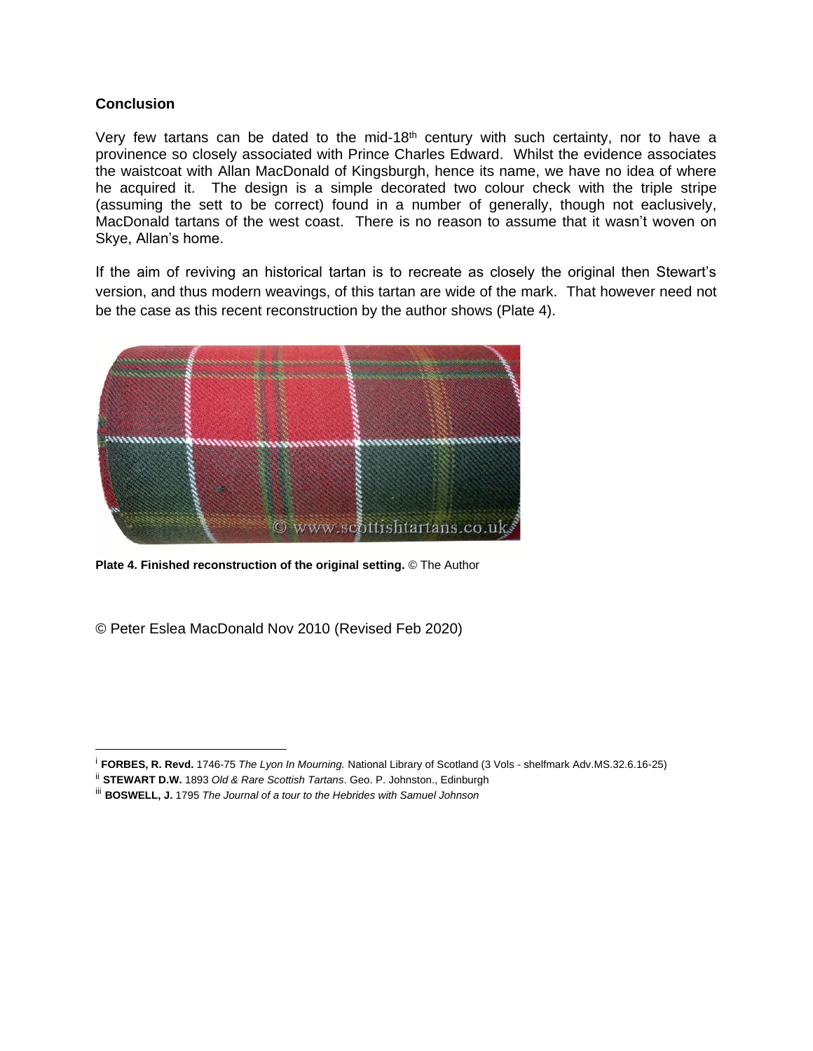**Conclusion**

Very few tartans can be dated to the mid-18th century with such certainty, nor to have a provinence so closely associated with Prince Charles Edward. Whilst the evidence associates the waistcoat with Allan MacDonald of Kingsburgh, hence its name, we have no idea of where he acquired it. The design is a simple decorated two colour check with the triple stripe (assuming the sett to be correct) found in a number of generally, though not eaclusively, MacDonald tartans of the west coast. There is no reason to assume that it wasn't woven on Skye, Allan's home.

If the aim of reviving an historical tartan is to recreate as closely the original then Stewart's version, and thus modern weavings, of this tartan are wide of the mark. That however need not be the case as this recent reconstruction by the author shows (Plate 4).

© www.scottishtartans.co.uk

**Plate 4. Finished reconstruction of the original setting.** © The Author

© Peter Eslea MacDonald Nov 2010 (Revised Feb 2020)

---

[i] **FORBES, R. Revd.** 1746-75 *The Lyon In Mourning.* National Library of Scotland (3 Vols - shelfmark Adv.MS.32.6.16-25)

[ii] **STEWART D.W.** 1893 *Old & Rare Scottish Tartans*. Geo. P. Johnston., Edinburgh

[iii] **BOSWELL, J.** 1795 *The Journal of a tour to the Hebrides with Samuel Johnson*